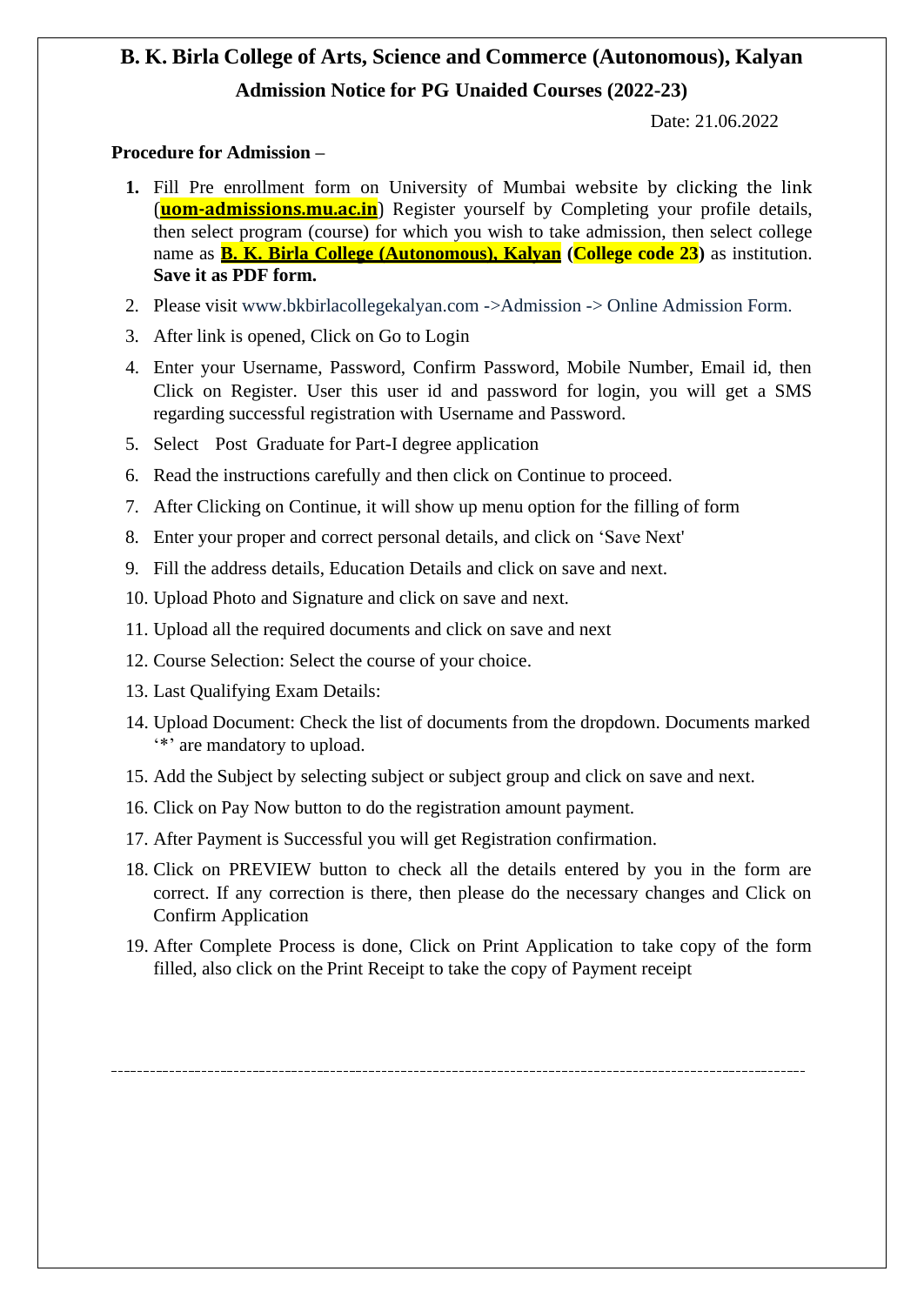# B. K. Birla College of Arts, Science and Commerce (Autonomous), Kalyan

## Admission Notice for PG Unaided Courses (2022-23)

Date: 21.06.2022

**Procedure for Admission –**

1. Fill Pre enrollment form on University of Mumbai website by clicking the link (**uom-admissions.mu.ac.in**) Register yourself by Completing your profile details, then select program (course) for which you wish to take admission, then select college name as **B. K. Birla College (Autonomous), Kalyan** **(College code 23)** as institution. **Save it as PDF form.**
2. Please visit www.bkbirlacollegekalyan.com ->Admission -> Online Admission Form.
3. After link is opened, Click on Go to Login
4. Enter your Username, Password, Confirm Password, Mobile Number, Email id, then Click on Register. User this user id and password for login, you will get a SMS regarding successful registration with Username and Password.
5. Select Post Graduate for Part-I degree application
6. Read the instructions carefully and then click on Continue to proceed.
7. After Clicking on Continue, it will show up menu option for the filling of form
8. Enter your proper and correct personal details, and click on 'Save Next'
9. Fill the address details, Education Details and click on save and next.
10. Upload Photo and Signature and click on save and next.
11. Upload all the required documents and click on save and next
12. Course Selection: Select the course of your choice.
13. Last Qualifying Exam Details:
14. Upload Document: Check the list of documents from the dropdown. Documents marked '*' are mandatory to upload.
15. Add the Subject by selecting subject or subject group and click on save and next.
16. Click on Pay Now button to do the registration amount payment.
17. After Payment is Successful you will get Registration confirmation.
18. Click on PREVIEW button to check all the details entered by you in the form are correct. If any correction is there, then please do the necessary changes and Click on Confirm Application
19. After Complete Process is done, Click on Print Application to take copy of the form filled, also click on the Print Receipt to take the copy of Payment receipt

---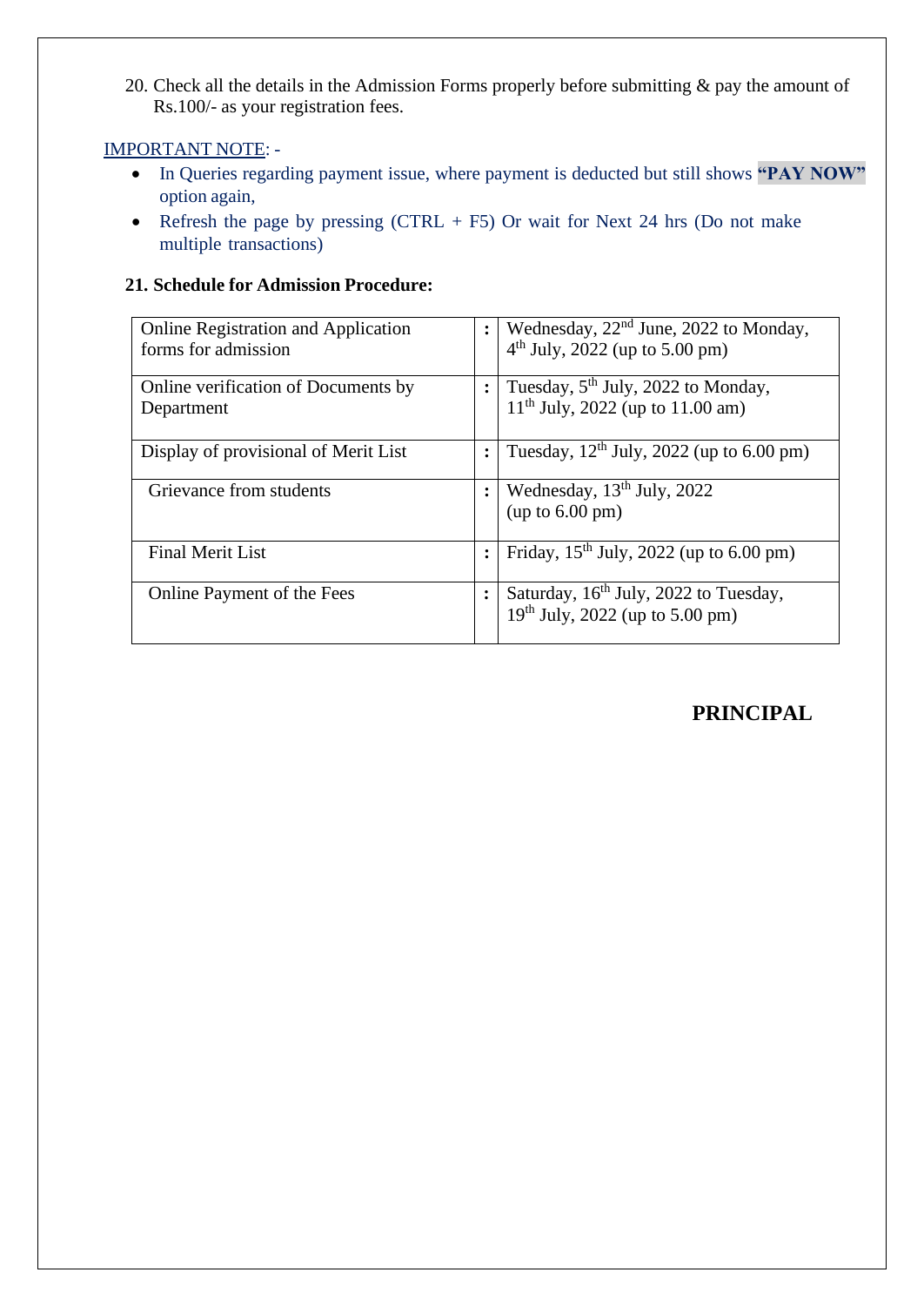20. Check all the details in the Admission Forms properly before submitting & pay the amount of Rs.100/- as your registration fees.

IMPORTANT NOTE: -

- In Queries regarding payment issue, where payment is deducted but still shows **"PAY NOW"** option again,
- Refresh the page by pressing (CTRL + F5) Or wait for Next 24 hrs (Do not make multiple transactions)

**21. Schedule for Admission Procedure:**

| | | |
|---|---|---|
| Online Registration and Application forms for admission | : | Wednesday, 22nd June, 2022 to Monday, 4th July, 2022 (up to 5.00 pm) |
| Online verification of Documents by Department | : | Tuesday, 5th July, 2022 to Monday, 11th July, 2022 (up to 11.00 am) |
| Display of provisional of Merit List | : | Tuesday, 12th July, 2022 (up to 6.00 pm) |
| Grievance from students | : | Wednesday, 13th July, 2022 (up to 6.00 pm) |
| Final Merit List | : | Friday, 15th July, 2022 (up to 6.00 pm) |
| Online Payment of the Fees | : | Saturday, 16th July, 2022 to Tuesday, 19th July, 2022 (up to 5.00 pm) |

**PRINCIPAL**